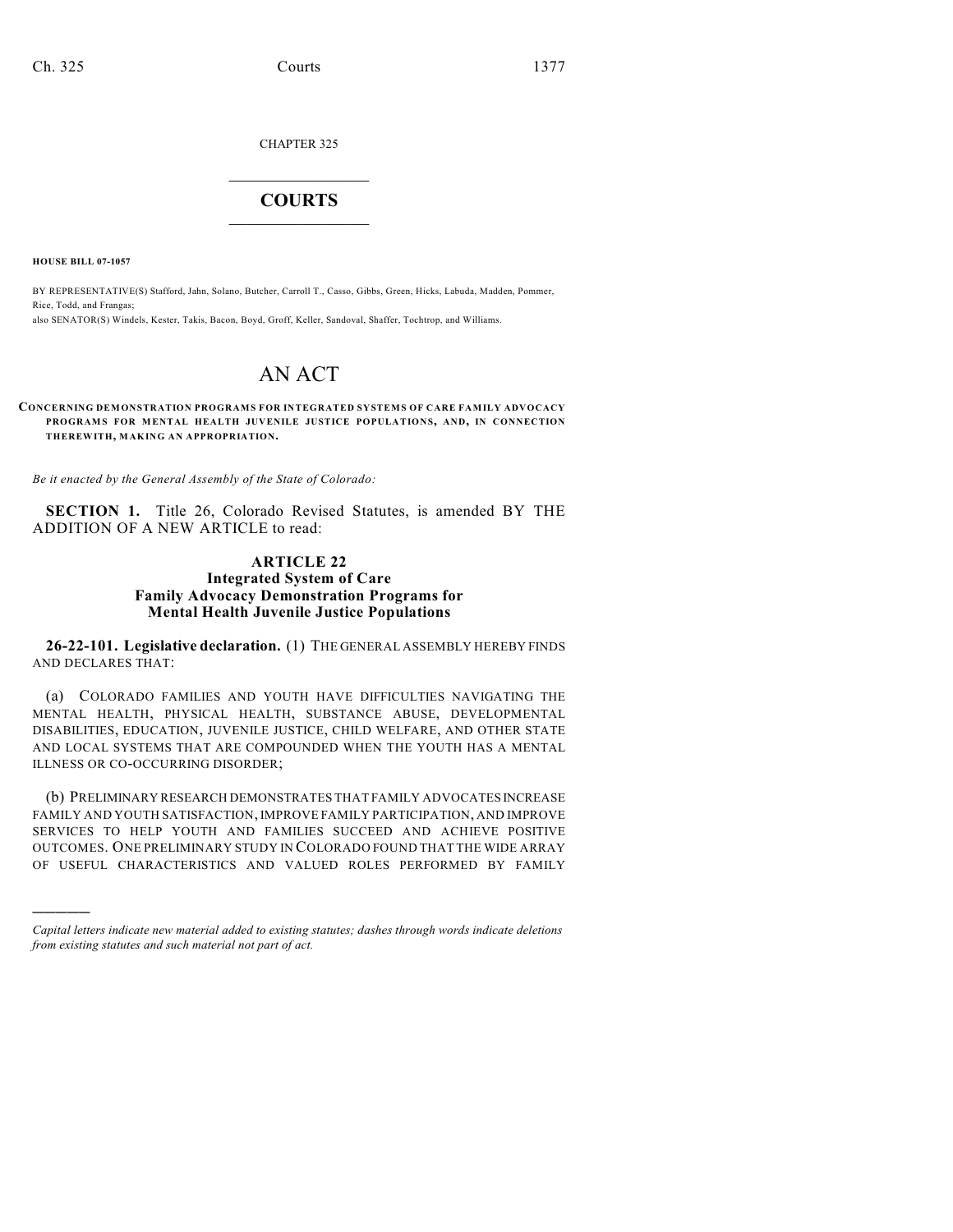CHAPTER 325

## COURTS

**HOUSE BILL 07-1057**

BY REPRESENTATIVE(S) Stafford, Jahn, Solano, Butcher, Carroll T., Casso, Gibbs, Green, Hicks, Labuda, Madden, Pommer, Rice, Todd, and Frangas;
also SENATOR(S) Windels, Kester, Takis, Bacon, Boyd, Groff, Keller, Sandoval, Shaffer, Tochtrop, and Williams.

# AN ACT

**CONCERNING DEMONSTRATION PROGRAMS FOR INTEGRATED SYSTEMS OF CARE FAMILY ADVOCACY PROGRAMS FOR MENTAL HEALTH JUVENILE JUSTICE POPULATIONS, AND, IN CONNECTION THEREWITH, MAKING AN APPROPRIATION.**

*Be it enacted by the General Assembly of the State of Colorado:*

**SECTION 1.** Title 26, Colorado Revised Statutes, is amended BY THE ADDITION OF A NEW ARTICLE to read:

### ARTICLE 22
### Integrated System of Care Family Advocacy Demonstration Programs for Mental Health Juvenile Justice Populations

**26-22-101. Legislative declaration.** (1) THE GENERAL ASSEMBLY HEREBY FINDS AND DECLARES THAT:

(a) COLORADO FAMILIES AND YOUTH HAVE DIFFICULTIES NAVIGATING THE MENTAL HEALTH, PHYSICAL HEALTH, SUBSTANCE ABUSE, DEVELOPMENTAL DISABILITIES, EDUCATION, JUVENILE JUSTICE, CHILD WELFARE, AND OTHER STATE AND LOCAL SYSTEMS THAT ARE COMPOUNDED WHEN THE YOUTH HAS A MENTAL ILLNESS OR CO-OCCURRING DISORDER;

(b) PRELIMINARY RESEARCH DEMONSTRATES THAT FAMILY ADVOCATES INCREASE FAMILY AND YOUTH SATISFACTION, IMPROVE FAMILY PARTICIPATION, AND IMPROVE SERVICES TO HELP YOUTH AND FAMILIES SUCCEED AND ACHIEVE POSITIVE OUTCOMES. ONE PRELIMINARY STUDY IN COLORADO FOUND THAT THE WIDE ARRAY OF USEFUL CHARACTERISTICS AND VALUED ROLES PERFORMED BY FAMILY

*Capital letters indicate new material added to existing statutes; dashes through words indicate deletions from existing statutes and such material not part of act.*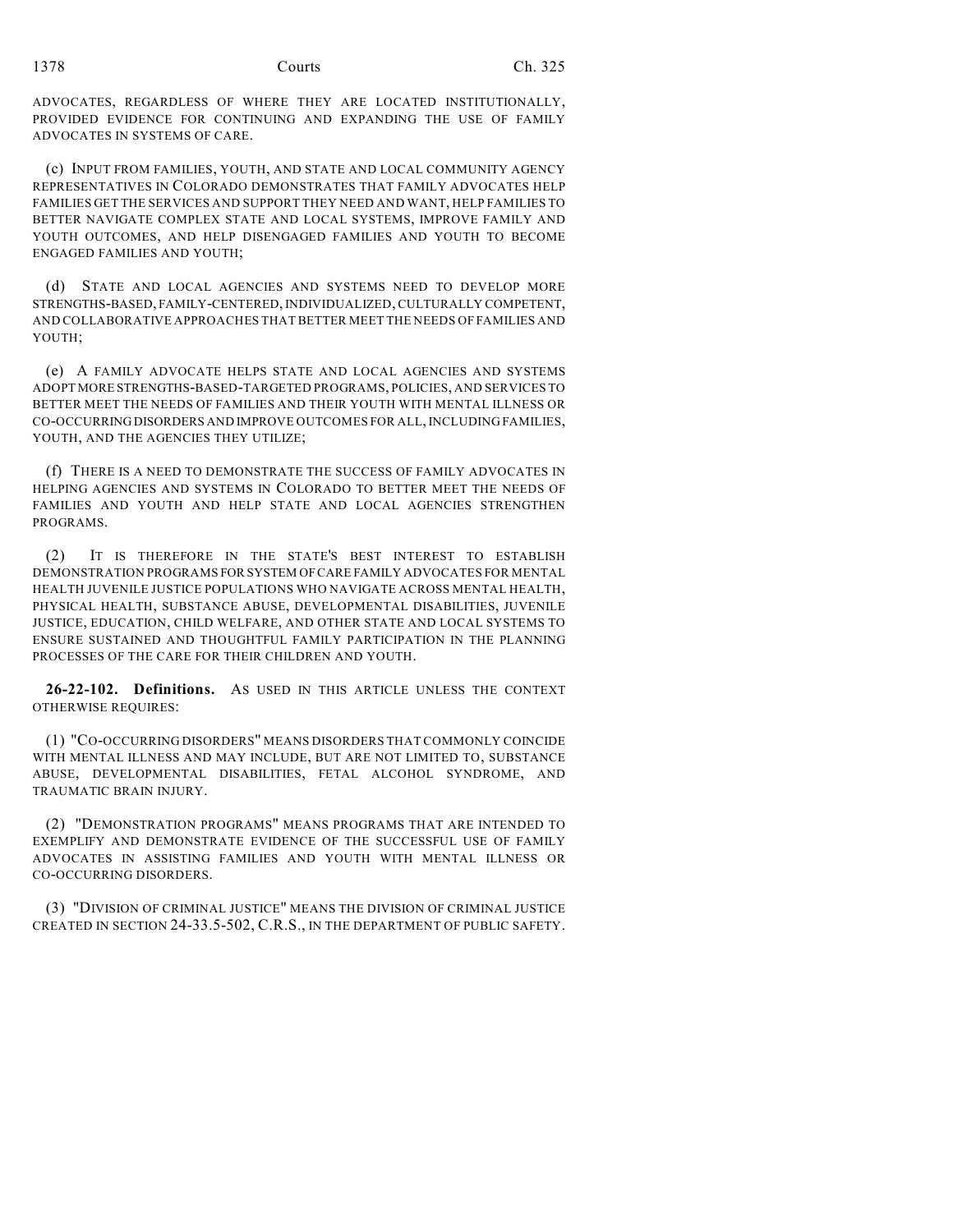ADVOCATES, REGARDLESS OF WHERE THEY ARE LOCATED INSTITUTIONALLY, PROVIDED EVIDENCE FOR CONTINUING AND EXPANDING THE USE OF FAMILY ADVOCATES IN SYSTEMS OF CARE.

(c) INPUT FROM FAMILIES, YOUTH, AND STATE AND LOCAL COMMUNITY AGENCY REPRESENTATIVES IN COLORADO DEMONSTRATES THAT FAMILY ADVOCATES HELP FAMILIES GET THE SERVICES AND SUPPORT THEY NEED AND WANT, HELP FAMILIES TO BETTER NAVIGATE COMPLEX STATE AND LOCAL SYSTEMS, IMPROVE FAMILY AND YOUTH OUTCOMES, AND HELP DISENGAGED FAMILIES AND YOUTH TO BECOME ENGAGED FAMILIES AND YOUTH;

(d) STATE AND LOCAL AGENCIES AND SYSTEMS NEED TO DEVELOP MORE STRENGTHS-BASED, FAMILY-CENTERED, INDIVIDUALIZED, CULTURALLY COMPETENT, AND COLLABORATIVE APPROACHES THAT BETTER MEET THE NEEDS OF FAMILIES AND YOUTH;

(e) A FAMILY ADVOCATE HELPS STATE AND LOCAL AGENCIES AND SYSTEMS ADOPT MORE STRENGTHS-BASED-TARGETED PROGRAMS, POLICIES, AND SERVICES TO BETTER MEET THE NEEDS OF FAMILIES AND THEIR YOUTH WITH MENTAL ILLNESS OR CO-OCCURRING DISORDERS AND IMPROVE OUTCOMES FOR ALL, INCLUDING FAMILIES, YOUTH, AND THE AGENCIES THEY UTILIZE;

(f) THERE IS A NEED TO DEMONSTRATE THE SUCCESS OF FAMILY ADVOCATES IN HELPING AGENCIES AND SYSTEMS IN COLORADO TO BETTER MEET THE NEEDS OF FAMILIES AND YOUTH AND HELP STATE AND LOCAL AGENCIES STRENGTHEN PROGRAMS.

(2) IT IS THEREFORE IN THE STATE'S BEST INTEREST TO ESTABLISH DEMONSTRATION PROGRAMS FOR SYSTEM OF CARE FAMILY ADVOCATES FOR MENTAL HEALTH JUVENILE JUSTICE POPULATIONS WHO NAVIGATE ACROSS MENTAL HEALTH, PHYSICAL HEALTH, SUBSTANCE ABUSE, DEVELOPMENTAL DISABILITIES, JUVENILE JUSTICE, EDUCATION, CHILD WELFARE, AND OTHER STATE AND LOCAL SYSTEMS TO ENSURE SUSTAINED AND THOUGHTFUL FAMILY PARTICIPATION IN THE PLANNING PROCESSES OF THE CARE FOR THEIR CHILDREN AND YOUTH.

**26-22-102. Definitions.** AS USED IN THIS ARTICLE UNLESS THE CONTEXT OTHERWISE REQUIRES:

(1) "CO-OCCURRING DISORDERS" MEANS DISORDERS THAT COMMONLY COINCIDE WITH MENTAL ILLNESS AND MAY INCLUDE, BUT ARE NOT LIMITED TO, SUBSTANCE ABUSE, DEVELOPMENTAL DISABILITIES, FETAL ALCOHOL SYNDROME, AND TRAUMATIC BRAIN INJURY.

(2) "DEMONSTRATION PROGRAMS" MEANS PROGRAMS THAT ARE INTENDED TO EXEMPLIFY AND DEMONSTRATE EVIDENCE OF THE SUCCESSFUL USE OF FAMILY ADVOCATES IN ASSISTING FAMILIES AND YOUTH WITH MENTAL ILLNESS OR CO-OCCURRING DISORDERS.

(3) "DIVISION OF CRIMINAL JUSTICE" MEANS THE DIVISION OF CRIMINAL JUSTICE CREATED IN SECTION 24-33.5-502, C.R.S., IN THE DEPARTMENT OF PUBLIC SAFETY.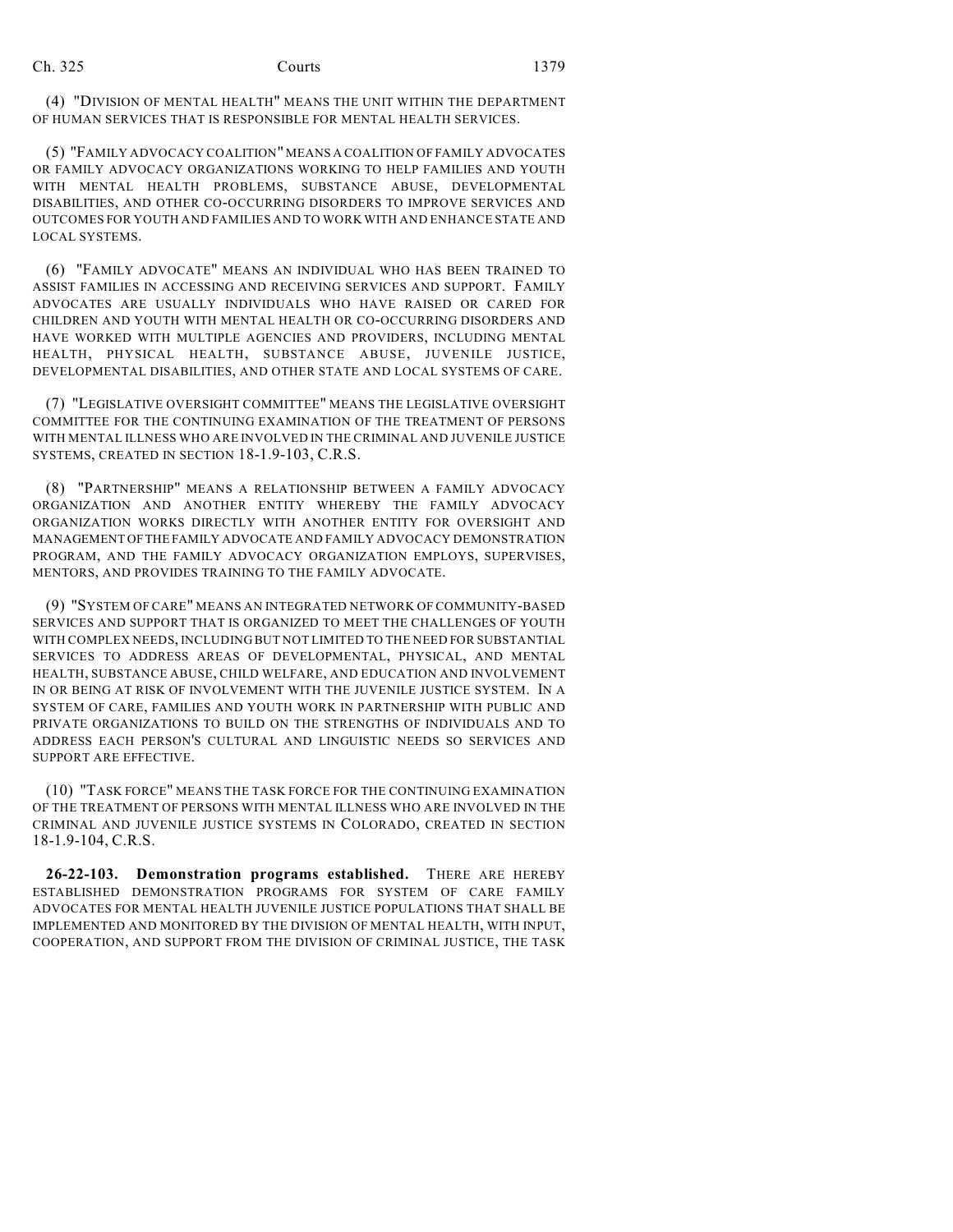(4) "DIVISION OF MENTAL HEALTH" MEANS THE UNIT WITHIN THE DEPARTMENT OF HUMAN SERVICES THAT IS RESPONSIBLE FOR MENTAL HEALTH SERVICES.

(5) "FAMILY ADVOCACY COALITION" MEANS A COALITION OF FAMILY ADVOCATES OR FAMILY ADVOCACY ORGANIZATIONS WORKING TO HELP FAMILIES AND YOUTH WITH MENTAL HEALTH PROBLEMS, SUBSTANCE ABUSE, DEVELOPMENTAL DISABILITIES, AND OTHER CO-OCCURRING DISORDERS TO IMPROVE SERVICES AND OUTCOMES FOR YOUTH AND FAMILIES AND TO WORK WITH AND ENHANCE STATE AND LOCAL SYSTEMS.

(6) "FAMILY ADVOCATE" MEANS AN INDIVIDUAL WHO HAS BEEN TRAINED TO ASSIST FAMILIES IN ACCESSING AND RECEIVING SERVICES AND SUPPORT. FAMILY ADVOCATES ARE USUALLY INDIVIDUALS WHO HAVE RAISED OR CARED FOR CHILDREN AND YOUTH WITH MENTAL HEALTH OR CO-OCCURRING DISORDERS AND HAVE WORKED WITH MULTIPLE AGENCIES AND PROVIDERS, INCLUDING MENTAL HEALTH, PHYSICAL HEALTH, SUBSTANCE ABUSE, JUVENILE JUSTICE, DEVELOPMENTAL DISABILITIES, AND OTHER STATE AND LOCAL SYSTEMS OF CARE.

(7) "LEGISLATIVE OVERSIGHT COMMITTEE" MEANS THE LEGISLATIVE OVERSIGHT COMMITTEE FOR THE CONTINUING EXAMINATION OF THE TREATMENT OF PERSONS WITH MENTAL ILLNESS WHO ARE INVOLVED IN THE CRIMINAL AND JUVENILE JUSTICE SYSTEMS, CREATED IN SECTION 18-1.9-103, C.R.S.

(8) "PARTNERSHIP" MEANS A RELATIONSHIP BETWEEN A FAMILY ADVOCACY ORGANIZATION AND ANOTHER ENTITY WHEREBY THE FAMILY ADVOCACY ORGANIZATION WORKS DIRECTLY WITH ANOTHER ENTITY FOR OVERSIGHT AND MANAGEMENT OF THE FAMILY ADVOCATE AND FAMILY ADVOCACY DEMONSTRATION PROGRAM, AND THE FAMILY ADVOCACY ORGANIZATION EMPLOYS, SUPERVISES, MENTORS, AND PROVIDES TRAINING TO THE FAMILY ADVOCATE.

(9) "SYSTEM OF CARE" MEANS AN INTEGRATED NETWORK OF COMMUNITY-BASED SERVICES AND SUPPORT THAT IS ORGANIZED TO MEET THE CHALLENGES OF YOUTH WITH COMPLEX NEEDS, INCLUDING BUT NOT LIMITED TO THE NEED FOR SUBSTANTIAL SERVICES TO ADDRESS AREAS OF DEVELOPMENTAL, PHYSICAL, AND MENTAL HEALTH, SUBSTANCE ABUSE, CHILD WELFARE, AND EDUCATION AND INVOLVEMENT IN OR BEING AT RISK OF INVOLVEMENT WITH THE JUVENILE JUSTICE SYSTEM. IN A SYSTEM OF CARE, FAMILIES AND YOUTH WORK IN PARTNERSHIP WITH PUBLIC AND PRIVATE ORGANIZATIONS TO BUILD ON THE STRENGTHS OF INDIVIDUALS AND TO ADDRESS EACH PERSON'S CULTURAL AND LINGUISTIC NEEDS SO SERVICES AND SUPPORT ARE EFFECTIVE.

(10) "TASK FORCE" MEANS THE TASK FORCE FOR THE CONTINUING EXAMINATION OF THE TREATMENT OF PERSONS WITH MENTAL ILLNESS WHO ARE INVOLVED IN THE CRIMINAL AND JUVENILE JUSTICE SYSTEMS IN COLORADO, CREATED IN SECTION 18-1.9-104, C.R.S.

**26-22-103. Demonstration programs established.** THERE ARE HEREBY ESTABLISHED DEMONSTRATION PROGRAMS FOR SYSTEM OF CARE FAMILY ADVOCATES FOR MENTAL HEALTH JUVENILE JUSTICE POPULATIONS THAT SHALL BE IMPLEMENTED AND MONITORED BY THE DIVISION OF MENTAL HEALTH, WITH INPUT, COOPERATION, AND SUPPORT FROM THE DIVISION OF CRIMINAL JUSTICE, THE TASK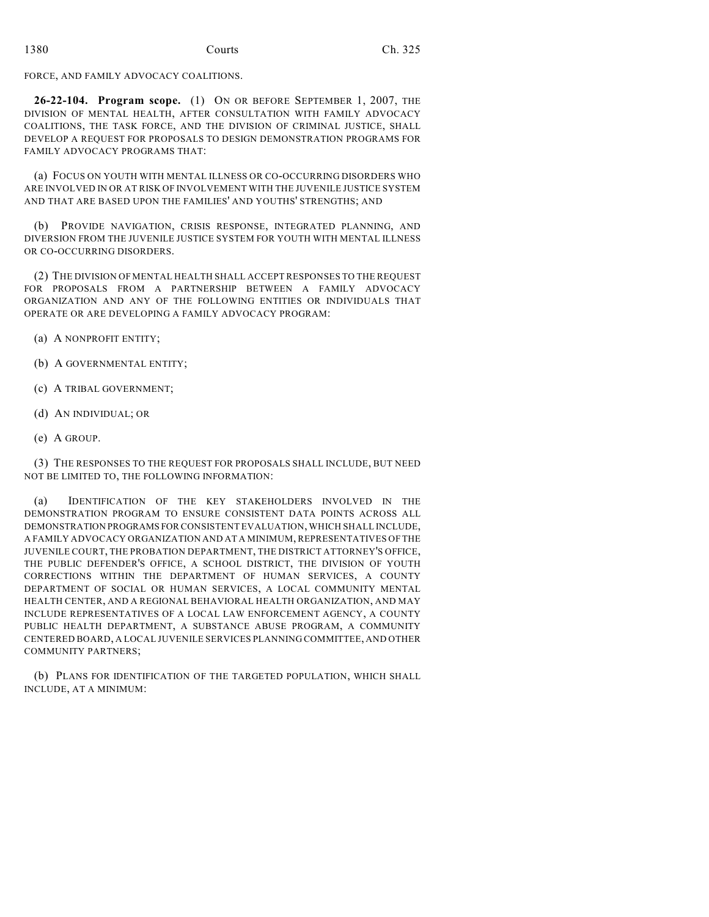FORCE, AND FAMILY ADVOCACY COALITIONS.

**26-22-104. Program scope.** (1) ON OR BEFORE SEPTEMBER 1, 2007, THE DIVISION OF MENTAL HEALTH, AFTER CONSULTATION WITH FAMILY ADVOCACY COALITIONS, THE TASK FORCE, AND THE DIVISION OF CRIMINAL JUSTICE, SHALL DEVELOP A REQUEST FOR PROPOSALS TO DESIGN DEMONSTRATION PROGRAMS FOR FAMILY ADVOCACY PROGRAMS THAT:

(a) FOCUS ON YOUTH WITH MENTAL ILLNESS OR CO-OCCURRING DISORDERS WHO ARE INVOLVED IN OR AT RISK OF INVOLVEMENT WITH THE JUVENILE JUSTICE SYSTEM AND THAT ARE BASED UPON THE FAMILIES' AND YOUTHS' STRENGTHS; AND

(b) PROVIDE NAVIGATION, CRISIS RESPONSE, INTEGRATED PLANNING, AND DIVERSION FROM THE JUVENILE JUSTICE SYSTEM FOR YOUTH WITH MENTAL ILLNESS OR CO-OCCURRING DISORDERS.

(2) THE DIVISION OF MENTAL HEALTH SHALL ACCEPT RESPONSES TO THE REQUEST FOR PROPOSALS FROM A PARTNERSHIP BETWEEN A FAMILY ADVOCACY ORGANIZATION AND ANY OF THE FOLLOWING ENTITIES OR INDIVIDUALS THAT OPERATE OR ARE DEVELOPING A FAMILY ADVOCACY PROGRAM:

(a) A NONPROFIT ENTITY;

(b) A GOVERNMENTAL ENTITY;

(c) A TRIBAL GOVERNMENT;

(d) AN INDIVIDUAL; OR

(e) A GROUP.

(3) THE RESPONSES TO THE REQUEST FOR PROPOSALS SHALL INCLUDE, BUT NEED NOT BE LIMITED TO, THE FOLLOWING INFORMATION:

(a) IDENTIFICATION OF THE KEY STAKEHOLDERS INVOLVED IN THE DEMONSTRATION PROGRAM TO ENSURE CONSISTENT DATA POINTS ACROSS ALL DEMONSTRATION PROGRAMS FOR CONSISTENT EVALUATION, WHICH SHALL INCLUDE, A FAMILY ADVOCACY ORGANIZATION AND AT A MINIMUM, REPRESENTATIVES OF THE JUVENILE COURT, THE PROBATION DEPARTMENT, THE DISTRICT ATTORNEY'S OFFICE, THE PUBLIC DEFENDER'S OFFICE, A SCHOOL DISTRICT, THE DIVISION OF YOUTH CORRECTIONS WITHIN THE DEPARTMENT OF HUMAN SERVICES, A COUNTY DEPARTMENT OF SOCIAL OR HUMAN SERVICES, A LOCAL COMMUNITY MENTAL HEALTH CENTER, AND A REGIONAL BEHAVIORAL HEALTH ORGANIZATION, AND MAY INCLUDE REPRESENTATIVES OF A LOCAL LAW ENFORCEMENT AGENCY, A COUNTY PUBLIC HEALTH DEPARTMENT, A SUBSTANCE ABUSE PROGRAM, A COMMUNITY CENTERED BOARD, A LOCAL JUVENILE SERVICES PLANNING COMMITTEE, AND OTHER COMMUNITY PARTNERS;

(b) PLANS FOR IDENTIFICATION OF THE TARGETED POPULATION, WHICH SHALL INCLUDE, AT A MINIMUM: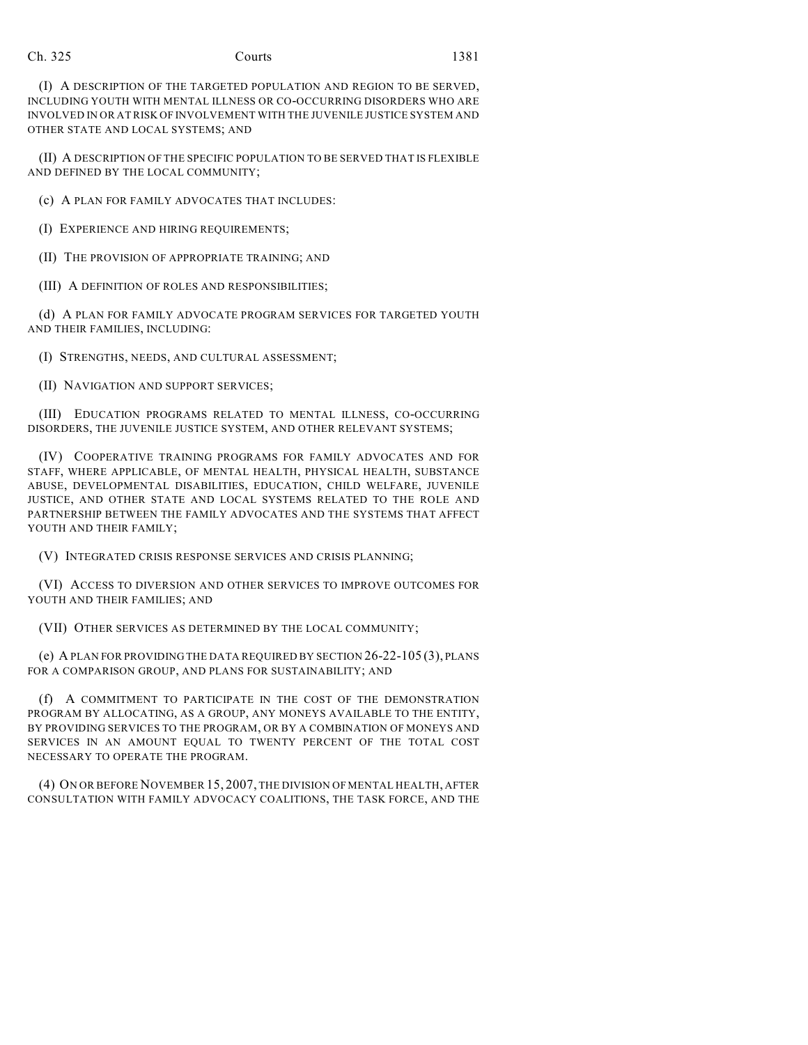(I) A DESCRIPTION OF THE TARGETED POPULATION AND REGION TO BE SERVED, INCLUDING YOUTH WITH MENTAL ILLNESS OR CO-OCCURRING DISORDERS WHO ARE INVOLVED IN OR AT RISK OF INVOLVEMENT WITH THE JUVENILE JUSTICE SYSTEM AND OTHER STATE AND LOCAL SYSTEMS; AND

(II) A DESCRIPTION OF THE SPECIFIC POPULATION TO BE SERVED THAT IS FLEXIBLE AND DEFINED BY THE LOCAL COMMUNITY;

(c) A PLAN FOR FAMILY ADVOCATES THAT INCLUDES:

(I) EXPERIENCE AND HIRING REQUIREMENTS;

(II) THE PROVISION OF APPROPRIATE TRAINING; AND

(III) A DEFINITION OF ROLES AND RESPONSIBILITIES;

(d) A PLAN FOR FAMILY ADVOCATE PROGRAM SERVICES FOR TARGETED YOUTH AND THEIR FAMILIES, INCLUDING:

(I) STRENGTHS, NEEDS, AND CULTURAL ASSESSMENT;

(II) NAVIGATION AND SUPPORT SERVICES;

(III) EDUCATION PROGRAMS RELATED TO MENTAL ILLNESS, CO-OCCURRING DISORDERS, THE JUVENILE JUSTICE SYSTEM, AND OTHER RELEVANT SYSTEMS;

(IV) COOPERATIVE TRAINING PROGRAMS FOR FAMILY ADVOCATES AND FOR STAFF, WHERE APPLICABLE, OF MENTAL HEALTH, PHYSICAL HEALTH, SUBSTANCE ABUSE, DEVELOPMENTAL DISABILITIES, EDUCATION, CHILD WELFARE, JUVENILE JUSTICE, AND OTHER STATE AND LOCAL SYSTEMS RELATED TO THE ROLE AND PARTNERSHIP BETWEEN THE FAMILY ADVOCATES AND THE SYSTEMS THAT AFFECT YOUTH AND THEIR FAMILY;

(V) INTEGRATED CRISIS RESPONSE SERVICES AND CRISIS PLANNING;

(VI) ACCESS TO DIVERSION AND OTHER SERVICES TO IMPROVE OUTCOMES FOR YOUTH AND THEIR FAMILIES; AND

(VII) OTHER SERVICES AS DETERMINED BY THE LOCAL COMMUNITY;

(e) A PLAN FOR PROVIDING THE DATA REQUIRED BY SECTION 26-22-105 (3), PLANS FOR A COMPARISON GROUP, AND PLANS FOR SUSTAINABILITY; AND

(f) A COMMITMENT TO PARTICIPATE IN THE COST OF THE DEMONSTRATION PROGRAM BY ALLOCATING, AS A GROUP, ANY MONEYS AVAILABLE TO THE ENTITY, BY PROVIDING SERVICES TO THE PROGRAM, OR BY A COMBINATION OF MONEYS AND SERVICES IN AN AMOUNT EQUAL TO TWENTY PERCENT OF THE TOTAL COST NECESSARY TO OPERATE THE PROGRAM.

(4) ON OR BEFORE NOVEMBER 15, 2007, THE DIVISION OF MENTAL HEALTH, AFTER CONSULTATION WITH FAMILY ADVOCACY COALITIONS, THE TASK FORCE, AND THE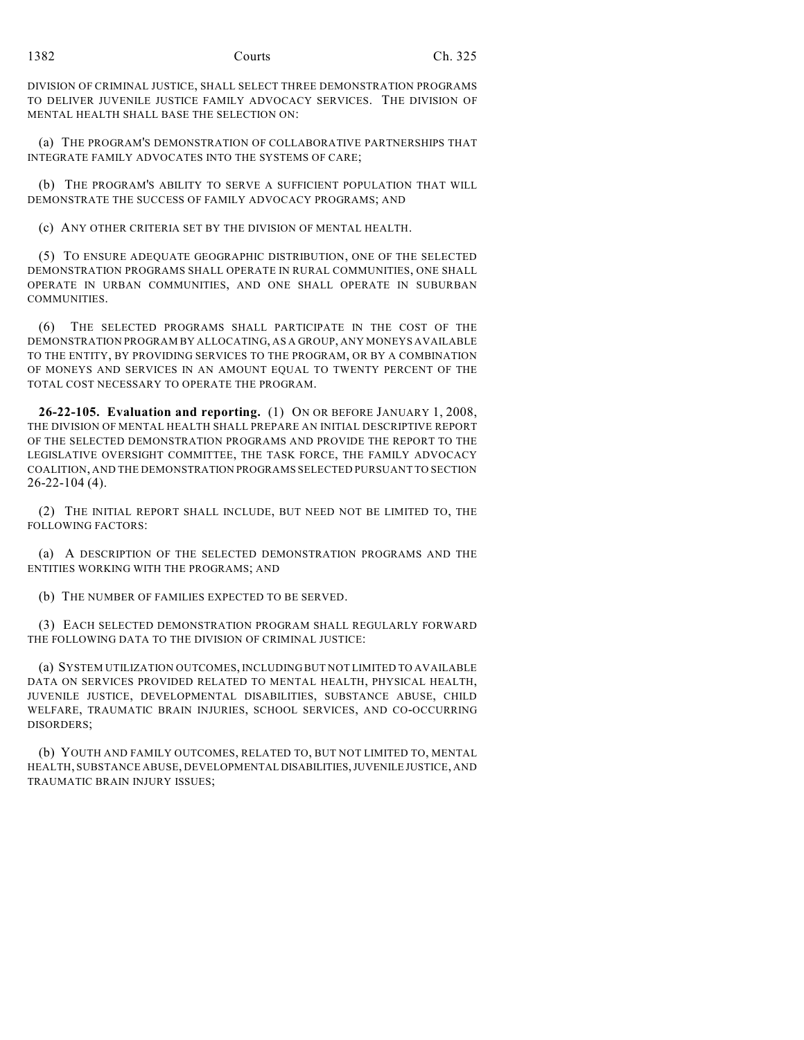DIVISION OF CRIMINAL JUSTICE, SHALL SELECT THREE DEMONSTRATION PROGRAMS TO DELIVER JUVENILE JUSTICE FAMILY ADVOCACY SERVICES. THE DIVISION OF MENTAL HEALTH SHALL BASE THE SELECTION ON:

(a) THE PROGRAM'S DEMONSTRATION OF COLLABORATIVE PARTNERSHIPS THAT INTEGRATE FAMILY ADVOCATES INTO THE SYSTEMS OF CARE;

(b) THE PROGRAM'S ABILITY TO SERVE A SUFFICIENT POPULATION THAT WILL DEMONSTRATE THE SUCCESS OF FAMILY ADVOCACY PROGRAMS; AND

(c) ANY OTHER CRITERIA SET BY THE DIVISION OF MENTAL HEALTH.

(5) TO ENSURE ADEQUATE GEOGRAPHIC DISTRIBUTION, ONE OF THE SELECTED DEMONSTRATION PROGRAMS SHALL OPERATE IN RURAL COMMUNITIES, ONE SHALL OPERATE IN URBAN COMMUNITIES, AND ONE SHALL OPERATE IN SUBURBAN COMMUNITIES.

(6) THE SELECTED PROGRAMS SHALL PARTICIPATE IN THE COST OF THE DEMONSTRATION PROGRAM BY ALLOCATING, AS A GROUP, ANY MONEYS AVAILABLE TO THE ENTITY, BY PROVIDING SERVICES TO THE PROGRAM, OR BY A COMBINATION OF MONEYS AND SERVICES IN AN AMOUNT EQUAL TO TWENTY PERCENT OF THE TOTAL COST NECESSARY TO OPERATE THE PROGRAM.

**26-22-105. Evaluation and reporting.** (1) ON OR BEFORE JANUARY 1, 2008, THE DIVISION OF MENTAL HEALTH SHALL PREPARE AN INITIAL DESCRIPTIVE REPORT OF THE SELECTED DEMONSTRATION PROGRAMS AND PROVIDE THE REPORT TO THE LEGISLATIVE OVERSIGHT COMMITTEE, THE TASK FORCE, THE FAMILY ADVOCACY COALITION, AND THE DEMONSTRATION PROGRAMS SELECTED PURSUANT TO SECTION 26-22-104 (4).

(2) THE INITIAL REPORT SHALL INCLUDE, BUT NEED NOT BE LIMITED TO, THE FOLLOWING FACTORS:

(a) A DESCRIPTION OF THE SELECTED DEMONSTRATION PROGRAMS AND THE ENTITIES WORKING WITH THE PROGRAMS; AND

(b) THE NUMBER OF FAMILIES EXPECTED TO BE SERVED.

(3) EACH SELECTED DEMONSTRATION PROGRAM SHALL REGULARLY FORWARD THE FOLLOWING DATA TO THE DIVISION OF CRIMINAL JUSTICE:

(a) SYSTEM UTILIZATION OUTCOMES, INCLUDING BUT NOT LIMITED TO AVAILABLE DATA ON SERVICES PROVIDED RELATED TO MENTAL HEALTH, PHYSICAL HEALTH, JUVENILE JUSTICE, DEVELOPMENTAL DISABILITIES, SUBSTANCE ABUSE, CHILD WELFARE, TRAUMATIC BRAIN INJURIES, SCHOOL SERVICES, AND CO-OCCURRING DISORDERS;

(b) YOUTH AND FAMILY OUTCOMES, RELATED TO, BUT NOT LIMITED TO, MENTAL HEALTH, SUBSTANCE ABUSE, DEVELOPMENTAL DISABILITIES, JUVENILE JUSTICE, AND TRAUMATIC BRAIN INJURY ISSUES;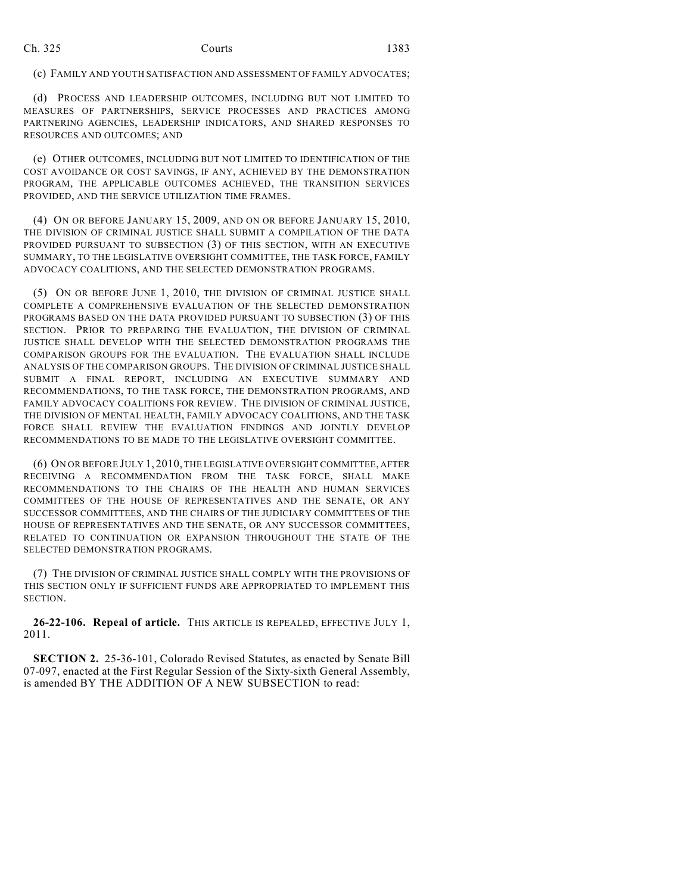(c) FAMILY AND YOUTH SATISFACTION AND ASSESSMENT OF FAMILY ADVOCATES;

(d) PROCESS AND LEADERSHIP OUTCOMES, INCLUDING BUT NOT LIMITED TO MEASURES OF PARTNERSHIPS, SERVICE PROCESSES AND PRACTICES AMONG PARTNERING AGENCIES, LEADERSHIP INDICATORS, AND SHARED RESPONSES TO RESOURCES AND OUTCOMES; AND

(e) OTHER OUTCOMES, INCLUDING BUT NOT LIMITED TO IDENTIFICATION OF THE COST AVOIDANCE OR COST SAVINGS, IF ANY, ACHIEVED BY THE DEMONSTRATION PROGRAM, THE APPLICABLE OUTCOMES ACHIEVED, THE TRANSITION SERVICES PROVIDED, AND THE SERVICE UTILIZATION TIME FRAMES.

(4) ON OR BEFORE JANUARY 15, 2009, AND ON OR BEFORE JANUARY 15, 2010, THE DIVISION OF CRIMINAL JUSTICE SHALL SUBMIT A COMPILATION OF THE DATA PROVIDED PURSUANT TO SUBSECTION (3) OF THIS SECTION, WITH AN EXECUTIVE SUMMARY, TO THE LEGISLATIVE OVERSIGHT COMMITTEE, THE TASK FORCE, FAMILY ADVOCACY COALITIONS, AND THE SELECTED DEMONSTRATION PROGRAMS.

(5) ON OR BEFORE JUNE 1, 2010, THE DIVISION OF CRIMINAL JUSTICE SHALL COMPLETE A COMPREHENSIVE EVALUATION OF THE SELECTED DEMONSTRATION PROGRAMS BASED ON THE DATA PROVIDED PURSUANT TO SUBSECTION (3) OF THIS SECTION. PRIOR TO PREPARING THE EVALUATION, THE DIVISION OF CRIMINAL JUSTICE SHALL DEVELOP WITH THE SELECTED DEMONSTRATION PROGRAMS THE COMPARISON GROUPS FOR THE EVALUATION. THE EVALUATION SHALL INCLUDE ANALYSIS OF THE COMPARISON GROUPS. THE DIVISION OF CRIMINAL JUSTICE SHALL SUBMIT A FINAL REPORT, INCLUDING AN EXECUTIVE SUMMARY AND RECOMMENDATIONS, TO THE TASK FORCE, THE DEMONSTRATION PROGRAMS, AND FAMILY ADVOCACY COALITIONS FOR REVIEW. THE DIVISION OF CRIMINAL JUSTICE, THE DIVISION OF MENTAL HEALTH, FAMILY ADVOCACY COALITIONS, AND THE TASK FORCE SHALL REVIEW THE EVALUATION FINDINGS AND JOINTLY DEVELOP RECOMMENDATIONS TO BE MADE TO THE LEGISLATIVE OVERSIGHT COMMITTEE.

(6) ON OR BEFORE JULY 1, 2010, THE LEGISLATIVE OVERSIGHT COMMITTEE, AFTER RECEIVING A RECOMMENDATION FROM THE TASK FORCE, SHALL MAKE RECOMMENDATIONS TO THE CHAIRS OF THE HEALTH AND HUMAN SERVICES COMMITTEES OF THE HOUSE OF REPRESENTATIVES AND THE SENATE, OR ANY SUCCESSOR COMMITTEES, AND THE CHAIRS OF THE JUDICIARY COMMITTEES OF THE HOUSE OF REPRESENTATIVES AND THE SENATE, OR ANY SUCCESSOR COMMITTEES, RELATED TO CONTINUATION OR EXPANSION THROUGHOUT THE STATE OF THE SELECTED DEMONSTRATION PROGRAMS.

(7) THE DIVISION OF CRIMINAL JUSTICE SHALL COMPLY WITH THE PROVISIONS OF THIS SECTION ONLY IF SUFFICIENT FUNDS ARE APPROPRIATED TO IMPLEMENT THIS SECTION.

**26-22-106. Repeal of article.** THIS ARTICLE IS REPEALED, EFFECTIVE JULY 1, 2011.

**SECTION 2.** 25-36-101, Colorado Revised Statutes, as enacted by Senate Bill 07-097, enacted at the First Regular Session of the Sixty-sixth General Assembly, is amended BY THE ADDITION OF A NEW SUBSECTION to read: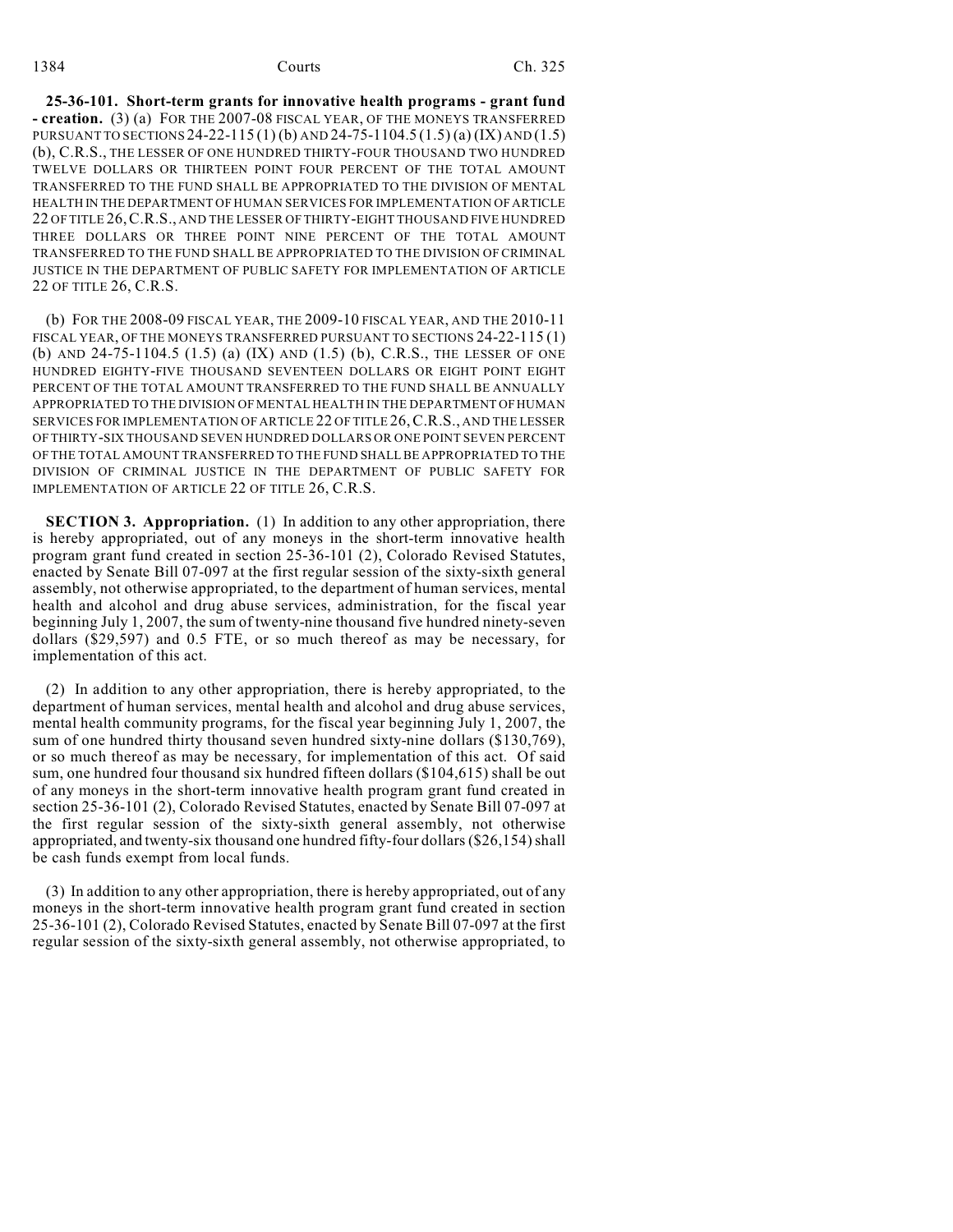**25-36-101. Short-term grants for innovative health programs - grant fund - creation.** (3) (a) FOR THE 2007-08 FISCAL YEAR, OF THE MONEYS TRANSFERRED PURSUANT TO SECTIONS 24-22-115 (1) (b) AND 24-75-1104.5 (1.5) (a) (IX) AND (1.5) (b), C.R.S., THE LESSER OF ONE HUNDRED THIRTY-FOUR THOUSAND TWO HUNDRED TWELVE DOLLARS OR THIRTEEN POINT FOUR PERCENT OF THE TOTAL AMOUNT TRANSFERRED TO THE FUND SHALL BE APPROPRIATED TO THE DIVISION OF MENTAL HEALTH IN THE DEPARTMENT OF HUMAN SERVICES FOR IMPLEMENTATION OF ARTICLE 22 OF TITLE 26, C.R.S., AND THE LESSER OF THIRTY-EIGHT THOUSAND FIVE HUNDRED THREE DOLLARS OR THREE POINT NINE PERCENT OF THE TOTAL AMOUNT TRANSFERRED TO THE FUND SHALL BE APPROPRIATED TO THE DIVISION OF CRIMINAL JUSTICE IN THE DEPARTMENT OF PUBLIC SAFETY FOR IMPLEMENTATION OF ARTICLE 22 OF TITLE 26, C.R.S.

(b) FOR THE 2008-09 FISCAL YEAR, THE 2009-10 FISCAL YEAR, AND THE 2010-11 FISCAL YEAR, OF THE MONEYS TRANSFERRED PURSUANT TO SECTIONS 24-22-115 (1) (b) AND 24-75-1104.5 (1.5) (a) (IX) AND (1.5) (b), C.R.S., THE LESSER OF ONE HUNDRED EIGHTY-FIVE THOUSAND SEVENTEEN DOLLARS OR EIGHT POINT EIGHT PERCENT OF THE TOTAL AMOUNT TRANSFERRED TO THE FUND SHALL BE ANNUALLY APPROPRIATED TO THE DIVISION OF MENTAL HEALTH IN THE DEPARTMENT OF HUMAN SERVICES FOR IMPLEMENTATION OF ARTICLE 22 OF TITLE 26, C.R.S., AND THE LESSER OF THIRTY-SIX THOUSAND SEVEN HUNDRED DOLLARS OR ONE POINT SEVEN PERCENT OF THE TOTAL AMOUNT TRANSFERRED TO THE FUND SHALL BE APPROPRIATED TO THE DIVISION OF CRIMINAL JUSTICE IN THE DEPARTMENT OF PUBLIC SAFETY FOR IMPLEMENTATION OF ARTICLE 22 OF TITLE 26, C.R.S.

**SECTION 3. Appropriation.** (1) In addition to any other appropriation, there is hereby appropriated, out of any moneys in the short-term innovative health program grant fund created in section 25-36-101 (2), Colorado Revised Statutes, enacted by Senate Bill 07-097 at the first regular session of the sixty-sixth general assembly, not otherwise appropriated, to the department of human services, mental health and alcohol and drug abuse services, administration, for the fiscal year beginning July 1, 2007, the sum of twenty-nine thousand five hundred ninety-seven dollars ($29,597) and 0.5 FTE, or so much thereof as may be necessary, for implementation of this act.

(2) In addition to any other appropriation, there is hereby appropriated, to the department of human services, mental health and alcohol and drug abuse services, mental health community programs, for the fiscal year beginning July 1, 2007, the sum of one hundred thirty thousand seven hundred sixty-nine dollars ($130,769), or so much thereof as may be necessary, for implementation of this act. Of said sum, one hundred four thousand six hundred fifteen dollars ($104,615) shall be out of any moneys in the short-term innovative health program grant fund created in section 25-36-101 (2), Colorado Revised Statutes, enacted by Senate Bill 07-097 at the first regular session of the sixty-sixth general assembly, not otherwise appropriated, and twenty-six thousand one hundred fifty-four dollars ($26,154) shall be cash funds exempt from local funds.

(3) In addition to any other appropriation, there is hereby appropriated, out of any moneys in the short-term innovative health program grant fund created in section 25-36-101 (2), Colorado Revised Statutes, enacted by Senate Bill 07-097 at the first regular session of the sixty-sixth general assembly, not otherwise appropriated, to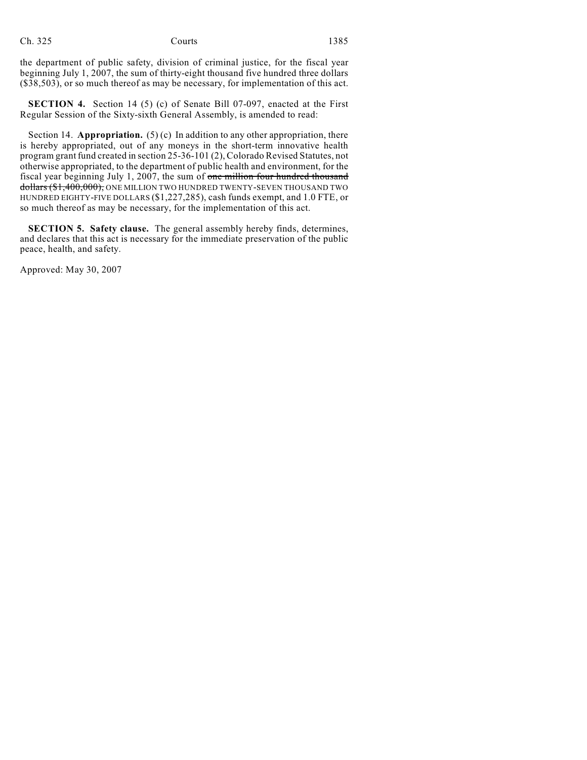the department of public safety, division of criminal justice, for the fiscal year beginning July 1, 2007, the sum of thirty-eight thousand five hundred three dollars ($38,503), or so much thereof as may be necessary, for implementation of this act.

**SECTION 4.** Section 14 (5) (c) of Senate Bill 07-097, enacted at the First Regular Session of the Sixty-sixth General Assembly, is amended to read:

Section 14. **Appropriation.** (5) (c) In addition to any other appropriation, there is hereby appropriated, out of any moneys in the short-term innovative health program grant fund created in section 25-36-101 (2), Colorado Revised Statutes, not otherwise appropriated, to the department of public health and environment, for the fiscal year beginning July 1, 2007, the sum of ~~one million four hundred thousand dollars ($1,400,000),~~ ONE MILLION TWO HUNDRED TWENTY-SEVEN THOUSAND TWO HUNDRED EIGHTY-FIVE DOLLARS ($1,227,285), cash funds exempt, and 1.0 FTE, or so much thereof as may be necessary, for the implementation of this act.

**SECTION 5. Safety clause.** The general assembly hereby finds, determines, and declares that this act is necessary for the immediate preservation of the public peace, health, and safety.

Approved: May 30, 2007